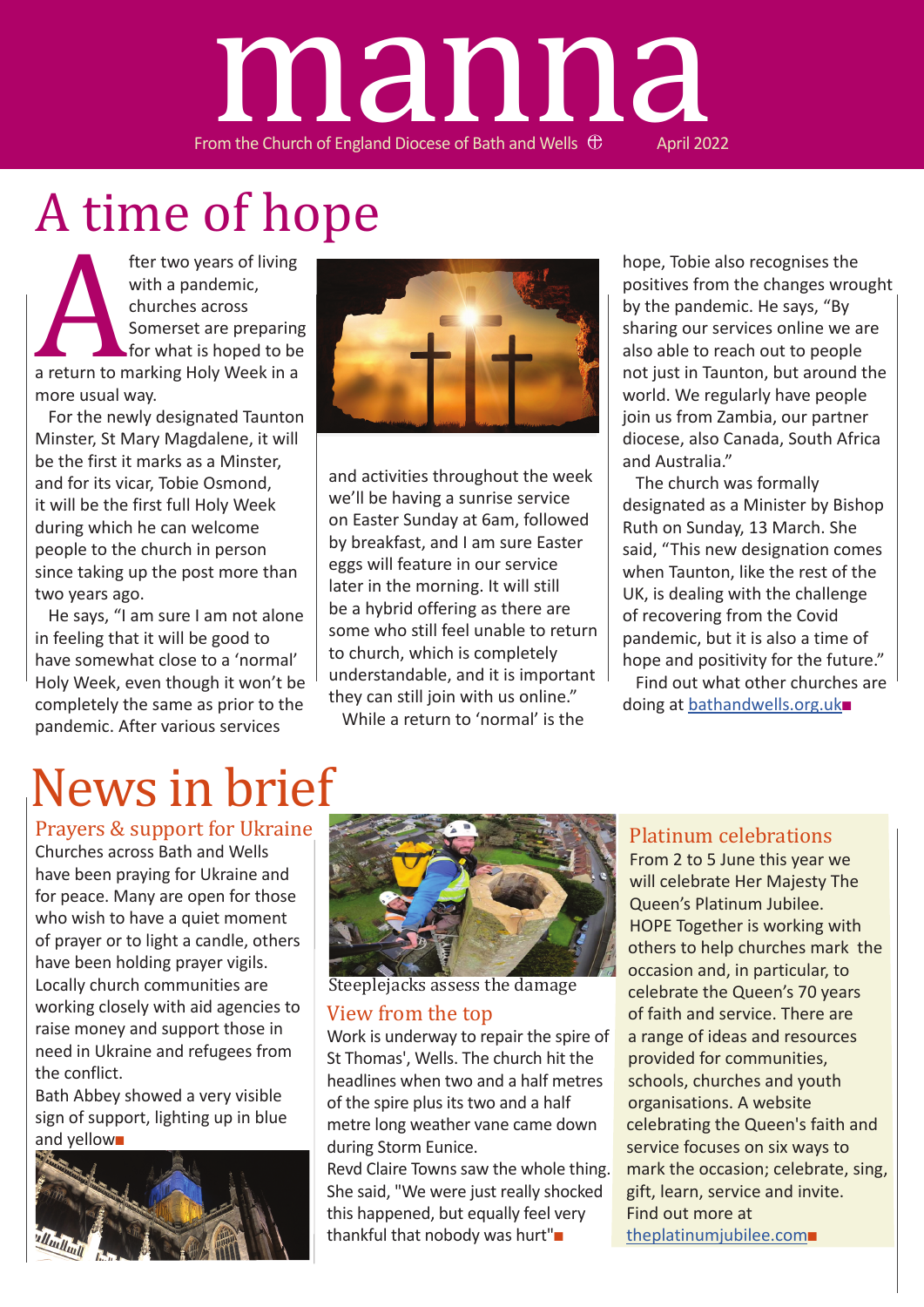# manna

From the Church of England Diocese of Bath and Wells April 2022

# A time of hope

After two years of living with a pandemic, churches across Somerset are preparing for what is hoped to be a return to marking Holy Week in a more usual way.

For the newly designated Taunton Minster, St Mary Magdalene, it will be the first it marks as a Minster, and for its vicar, Tobie Osmond, it will be the first full Holy Week during which he can welcome people to the church in person since taking up the post more than two years ago.

He says, "I am sure I am not alone in feeling that it will be good to have somewhat close to a 'normal' Holy Week, even though it won't be completely the same as prior to the pandemic. After various services and activities throughout the week we'll be having a sunrise service on Easter Sunday at 6am, followed by breakfast, and I am sure Easter eggs will feature in our service later in the morning. It will still be a hybrid offering as there are some who still feel unable to return to church, which is completely understandable, and it is important they can still join with us online."

While a return to 'normal' is the hope, Tobie also recognises the positives from the changes wrought by the pandemic. He says, "By sharing our services online we are also able to reach out to people not just in Taunton, but around the world. We regularly have people join us from Zambia, our partner diocese, also Canada, South Africa and Australia."

The church was formally designated as a Minister by Bishop Ruth on Sunday, 13 March. She said, "This new designation comes when Taunton, like the rest of the UK, is dealing with the challenge of recovering from the Covid pandemic, but it is also a time of hope and positivity for the future."

Find out what other churches are doing at bathandwells.org.uk■

# News in brief

## Prayers & support for Ukraine

Churches across Bath and Wells have been praying for Ukraine and for peace. Many are open for those who wish to have a quiet moment of prayer or to light a candle, others have been holding prayer vigils. Locally church communities are working closely with aid agencies to raise money and support those in need in Ukraine and refugees from the conflict.

Bath Abbey showed a very visible sign of support, lighting up in blue and yellow■

Steeplejacks assess the damage

## View from the top

Work is underway to repair the spire of St Thomas', Wells. The church hit the headlines when two and a half metres of the spire plus its two and a half metre long weather vane came down during Storm Eunice.

Revd Claire Towns saw the whole thing. She said, "We were just really shocked this happened, but equally feel very thankful that nobody was hurt"■

## Platinum celebrations

From 2 to 5 June this year we will celebrate Her Majesty The Queen's Platinum Jubilee.

HOPE Together is working with others to help churches mark the occasion and, in particular, to celebrate the Queen's 70 years of faith and service. There are a range of ideas and resources provided for communities, schools, churches and youth organisations. A website celebrating the Queen's faith and service focuses on six ways to mark the occasion; celebrate, sing, gift, learn, service and invite.

Find out more at theplatinumjubilee.com■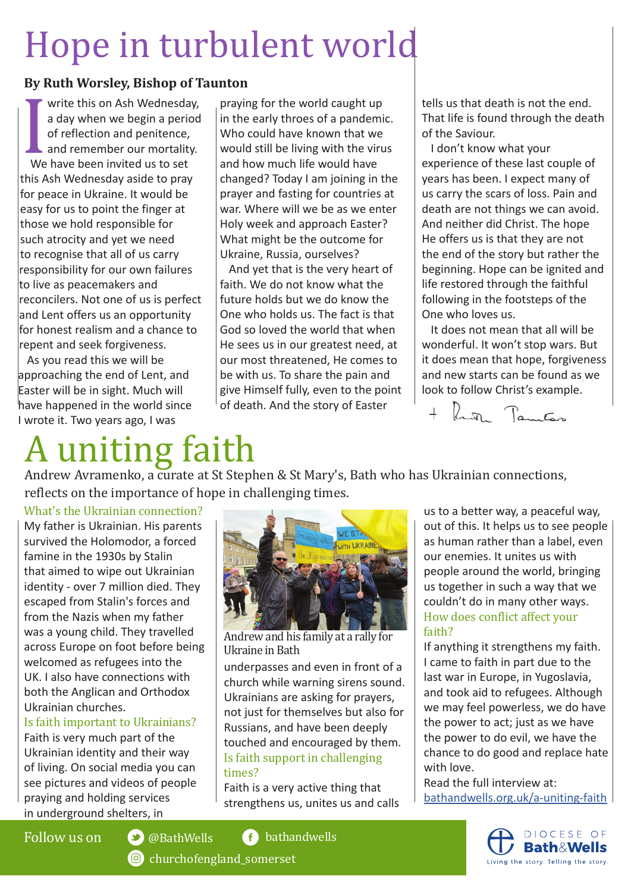# Hope in turbulent world

**By Ruth Worsley, Bishop of Taunton**

I write this on Ash Wednesday, a day when we begin a period of reflection and penitence, and remember our mortality.

We have been invited us to set this Ash Wednesday aside to pray for peace in Ukraine. It would be easy for us to point the finger at those we hold responsible for such atrocity and yet we need to recognise that all of us carry responsibility for our own failures to live as peacemakers and reconcilers. Not one of us is perfect and Lent offers us an opportunity for honest realism and a chance to repent and seek forgiveness.

As you read this we will be approaching the end of Lent, and Easter will be in sight. Much will have happened in the world since I wrote it. Two years ago, I was praying for the world caught up in the early throes of a pandemic. Who could have known that we would still be living with the virus and how much life would have changed? Today I am joining in the prayer and fasting for countries at war. Where will we be as we enter Holy week and approach Easter? What might be the outcome for Ukraine, Russia, ourselves?

And yet that is the very heart of faith. We do not know what the future holds but we do know the One who holds us. The fact is that God so loved the world that when He sees us in our greatest need, at our most threatened, He comes to be with us. To share the pain and give Himself fully, even to the point of death. And the story of Easter tells us that death is not the end. That life is found through the death of the Saviour.

I don't know what your experience of these last couple of years has been. I expect many of us carry the scars of loss. Pain and death are not things we can avoid. And neither did Christ. The hope He offers us is that they are not the end of the story but rather the beginning. Hope can be ignited and life restored through the faithful following in the footsteps of the One who loves us.

It does not mean that all will be wonderful. It won't stop wars. But it does mean that hope, forgiveness and new starts can be found as we look to follow Christ's example.

+ Ruth Taunton

# A uniting faith

Andrew Avramenko, a curate at St Stephen & St Mary's, Bath who has Ukrainian connections, reflects on the importance of hope in challenging times.

### What's the Ukrainian connection?

My father is Ukrainian. His parents survived the Holomodor, a forced famine in the 1930s by Stalin that aimed to wipe out Ukrainian identity - over 7 million died. They escaped from Stalin's forces and from the Nazis when my father was a young child. They travelled across Europe on foot before being welcomed as refugees into the UK. I also have connections with both the Anglican and Orthodox Ukrainian churches.

### Is faith important to Ukrainians?

Faith is very much part of the Ukrainian identity and their way of living. On social media you can see pictures and videos of people praying and holding services in underground shelters, in underpasses and even in front of a church while warning sirens sound. Ukrainians are asking for prayers, not just for themselves but also for Russians, and have been deeply touched and encouraged by them.

Andrew and his family at a rally for Ukraine in Bath

### Is faith support in challenging times?

Faith is a very active thing that strengthens us, unites us and calls us to a better way, a peaceful way, out of this. It helps us to see people as human rather than a label, even our enemies. It unites us with people around the world, bringing us together in such a way that we couldn't do in many other ways.

### How does conflict affect your faith?

If anything it strengthens my faith. I came to faith in part due to the last war in Europe, in Yugoslavia, and took aid to refugees. Although we may feel powerless, we do have the power to act; just as we have the power to do evil, we have the chance to do good and replace hate with love.

Read the full interview at: bathandwells.org.uk/a-uniting-faith

Follow us on @BathWells bathandwells churchofengland_somerset

DIOCESE OF Bath&Wells
Living the story. Telling the story.